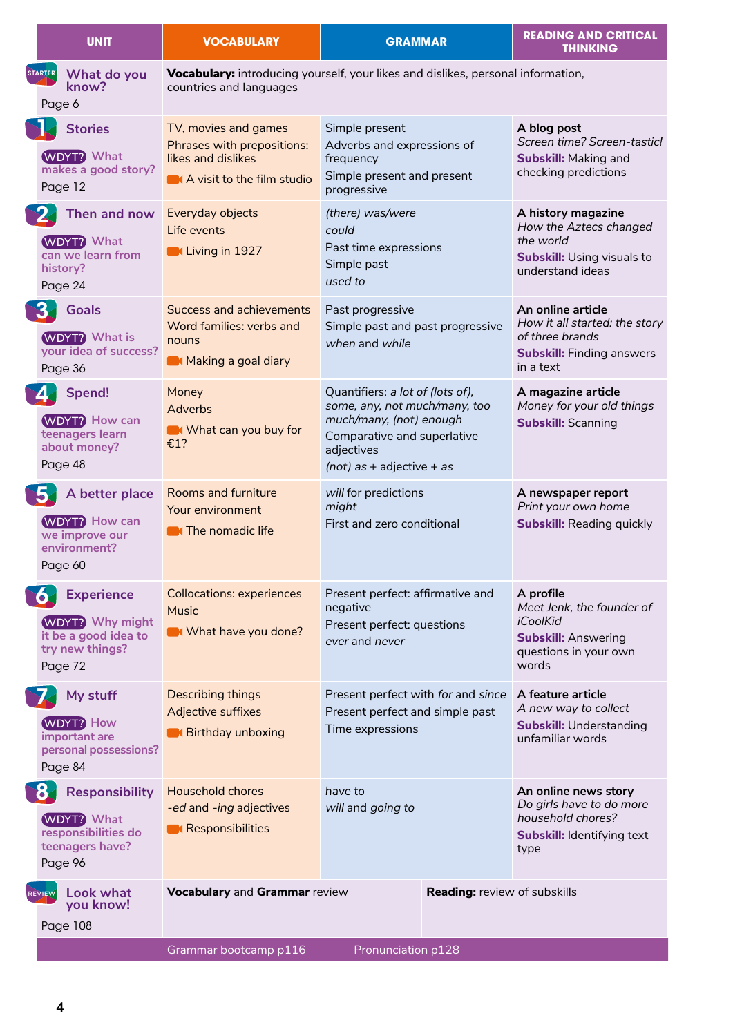| UNIT | VOCABULARY | GRAMMAR | READING AND CRITICAL THINKING |
|---|---|---|---|
| STARTER **What do you know?** Page 6 | **Vocabulary:** introducing yourself, your likes and dislikes, personal information, countries and languages | | |
| **1 Stories** WDYT? What makes a good story? Page 12 | TV, movies and games<br>Phrases with prepositions: likes and dislikes<br>A visit to the film studio | Simple present<br>Adverbs and expressions of frequency<br>Simple present and present progressive | **A blog post**<br>*Screen time? Screen-tastic!*<br>**Subskill:** Making and checking predictions |
| **2 Then and now** WDYT? What can we learn from history? Page 24 | Everyday objects<br>Life events<br>Living in 1927 | *(there) was/were*<br>*could*<br>Past time expressions<br>Simple past<br>*used to* | **A history magazine**<br>*How the Aztecs changed the world*<br>**Subskill:** Using visuals to understand ideas |
| **3 Goals** WDYT? What is your idea of success? Page 36 | Success and achievements<br>Word families: verbs and nouns<br>Making a goal diary | Past progressive<br>Simple past and past progressive<br>*when* and *while* | **An online article**<br>*How it all started: the story of three brands*<br>**Subskill:** Finding answers in a text |
| **4 Spend!** WDYT? How can teenagers learn about money? Page 48 | Money<br>Adverbs<br>What can you buy for €1? | Quantifiers: *a lot of (lots of), some, any, not much/many, too much/many, (not) enough*<br>Comparative and superlative adjectives<br>*(not) as* + adjective + *as* | **A magazine article**<br>*Money for your old things*<br>**Subskill:** Scanning |
| **5 A better place** WDYT? How can we improve our environment? Page 60 | Rooms and furniture<br>Your environment<br>The nomadic life | *will* for predictions<br>*might*<br>First and zero conditional | **A newspaper report**<br>*Print your own home*<br>**Subskill:** Reading quickly |
| **6 Experience** WDYT? Why might it be a good idea to try new things? Page 72 | Collocations: experiences<br>Music<br>What have you done? | Present perfect: affirmative and negative<br>Present perfect: questions<br>*ever* and *never* | **A profile**<br>*Meet Jenk, the founder of iCoolKid*<br>**Subskill:** Answering questions in your own words |
| **7 My stuff** WDYT? How important are personal possessions? Page 84 | Describing things<br>Adjective suffixes<br>Birthday unboxing | Present perfect with *for* and *since*<br>Present perfect and simple past<br>Time expressions | **A feature article**<br>*A new way to collect*<br>**Subskill:** Understanding unfamiliar words |
| **8 Responsibility** WDYT? What responsibilities do teenagers have? Page 96 | Household chores<br>*-ed* and *-ing* adjectives<br>Responsibilities | *have to*<br>*will* and *going to* | **An online news story**<br>*Do girls have to do more household chores?*<br>**Subskill:** Identifying text type |
| REVIEW **Look what you know!** Page 108 | **Vocabulary** and **Grammar** review | | **Reading:** review of subskills |

Grammar bootcamp p116 &nbsp;&nbsp; Pronunciation p128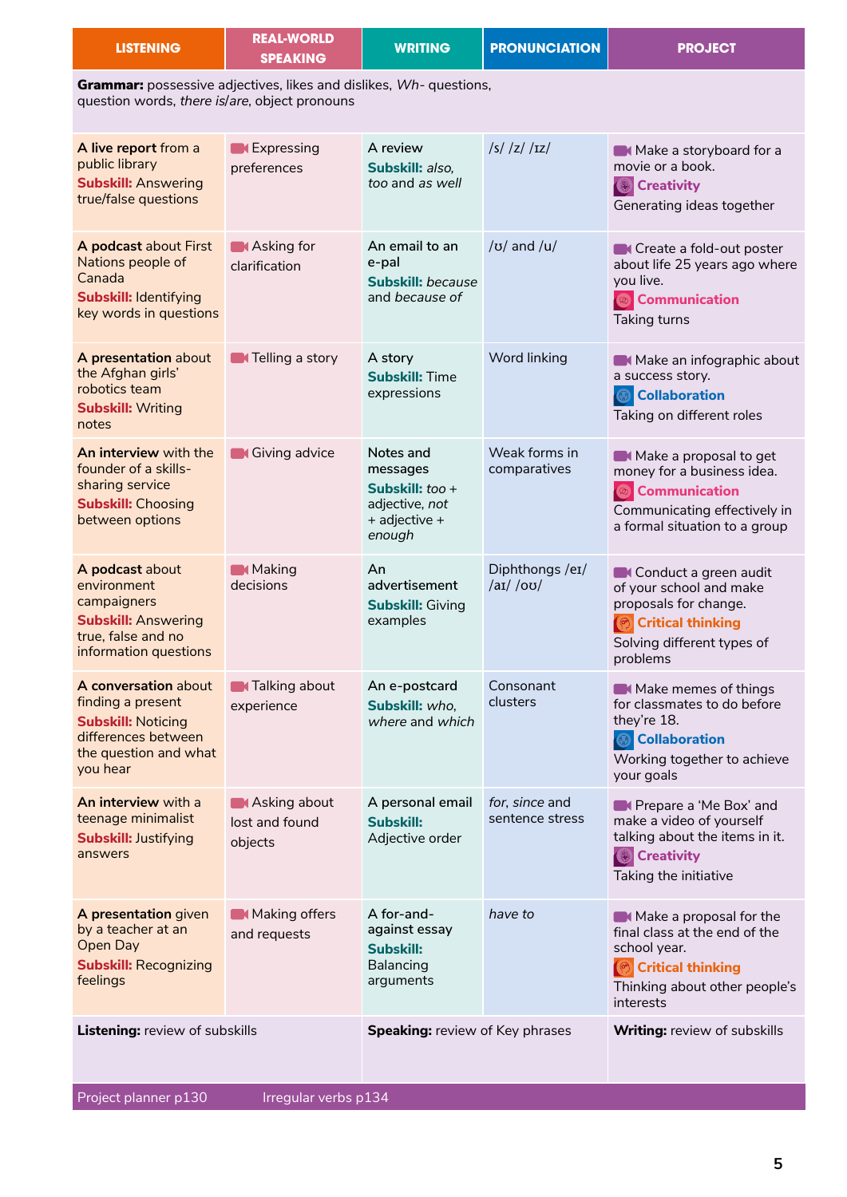| LISTENING | REAL-WORLD SPEAKING | WRITING | PRONUNCIATION | PROJECT |
|---|---|---|---|---|
| **Grammar:** possessive adjectives, likes and dislikes, *Wh-* questions, question words, *there is*/*are*, object pronouns | | | | |
| **A live report** from a public library **Subskill:** Answering true/false questions | Expressing preferences | A review **Subskill:** *also*, *too* and *as well* | /s/ /z/ /ɪz/ | Make a storyboard for a movie or a book. **Creativity** Generating ideas together |
| **A podcast** about First Nations people of Canada **Subskill:** Identifying key words in questions | Asking for clarification | An email to an e-pal **Subskill:** *because* and *because of* | /ʊ/ and /u/ | Create a fold-out poster about life 25 years ago where you live. **Communication** Taking turns |
| **A presentation** about the Afghan girls' robotics team **Subskill:** Writing notes | Telling a story | A story **Subskill:** Time expressions | Word linking | Make an infographic about a success story. **Collaboration** Taking on different roles |
| **An interview** with the founder of a skills-sharing service **Subskill:** Choosing between options | Giving advice | Notes and messages **Subskill:** *too* + adjective, *not* + adjective + *enough* | Weak forms in comparatives | Make a proposal to get money for a business idea. **Communication** Communicating effectively in a formal situation to a group |
| **A podcast** about environment campaigners **Subskill:** Answering true, false and no information questions | Making decisions | An advertisement **Subskill:** Giving examples | Diphthongs /eɪ/ /aɪ/ /oʊ/ | Conduct a green audit of your school and make proposals for change. **Critical thinking** Solving different types of problems |
| **A conversation** about finding a present **Subskill:** Noticing differences between the question and what you hear | Talking about experience | An e-postcard **Subskill:** *who*, *where* and *which* | Consonant clusters | Make memes of things for classmates to do before they're 18. **Collaboration** Working together to achieve your goals |
| **An interview** with a teenage minimalist **Subskill:** Justifying answers | Asking about lost and found objects | A personal email **Subskill:** Adjective order | *for*, *since* and sentence stress | Prepare a 'Me Box' and make a video of yourself talking about the items in it. **Creativity** Taking the initiative |
| **A presentation** given by a teacher at an Open Day **Subskill:** Recognizing feelings | Making offers and requests | A for-and-against essay **Subskill:** Balancing arguments | *have to* | Make a proposal for the final class at the end of the school year. **Critical thinking** Thinking about other people's interests |
| **Listening:** review of subskills | | **Speaking:** review of Key phrases | | **Writing:** review of subskills |

Project planner p130 Irregular verbs p134